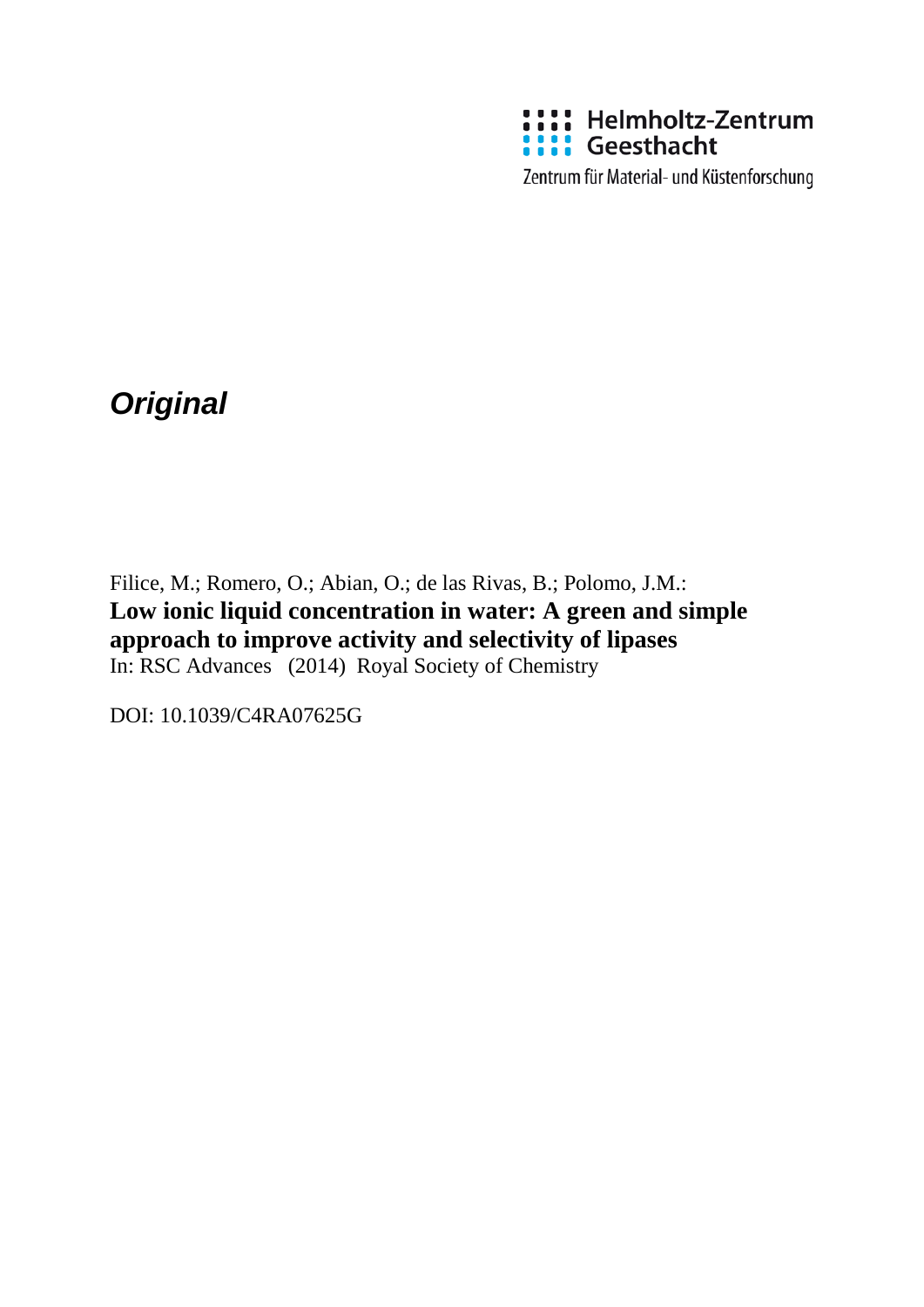Helmholtz-Zentrum Geesthacht

Zentrum für Material- und Küstenforschung

***Original***

Filice, M.; Romero, O.; Abian, O.; de las Rivas, B.; Polomo, J.M.:
**Low ionic liquid concentration in water: A green and simple approach to improve activity and selectivity of lipases**
In: RSC Advances (2014) Royal Society of Chemistry

DOI: 10.1039/C4RA07625G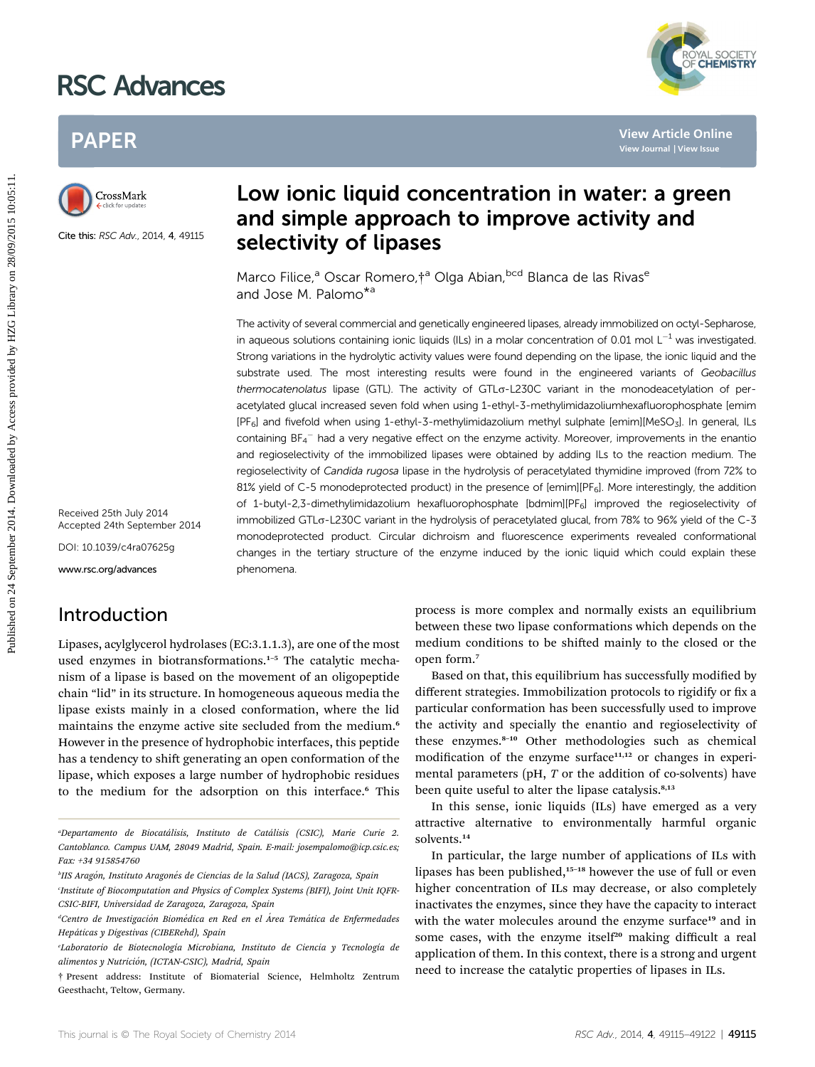# Low ionic liquid concentration in water: a green and simple approach to improve activity and selectivity of lipases

Marco Filice,[a] Oscar Romero,†[a] Olga Abian,[bcd] Blanca de las Rivas[e] and Jose M. Palomo*[a]

Cite this: RSC Adv., 2014, 4, 49115

Received 25th July 2014
Accepted 24th September 2014

DOI: 10.1039/c4ra07625g

www.rsc.org/advances

The activity of several commercial and genetically engineered lipases, already immobilized on octyl-Sepharose, in aqueous solutions containing ionic liquids (ILs) in a molar concentration of 0.01 mol $L^{-1}$ was investigated. Strong variations in the hydrolytic activity values were found depending on the lipase, the ionic liquid and the substrate used. The most interesting results were found in the engineered variants of *Geobacillus thermocatenolatus* lipase (GTL). The activity of GTLσ-L230C variant in the monodeacetylation of peracetylated glucal increased seven fold when using 1-ethyl-3-methylimidazoliumhexafluorophosphate [emim][$PF_6$] and fivefold when using 1-ethyl-3-methylimidazolium methyl sulphate [emim][$MeSO_3$]. In general, ILs containing $BF_4^-$ had a very negative effect on the enzyme activity. Moreover, improvements in the enantio and regioselectivity of the immobilized lipases were obtained by adding ILs to the reaction medium. The regioselectivity of *Candida rugosa* lipase in the hydrolysis of peracetylated thymidine improved (from 72% to 81% yield of C-5 monodeprotected product) in the presence of [emim][$PF_6$]. More interestingly, the addition of 1-butyl-2,3-dimethylimidazolium hexafluorophosphate [bdmim][$PF_6$] improved the regioselectivity of immobilized GTLσ-L230C variant in the hydrolysis of peracetylated glucal, from 78% to 96% yield of the C-3 monodeprotected product. Circular dichroism and fluorescence experiments revealed conformational changes in the tertiary structure of the enzyme induced by the ionic liquid which could explain these phenomena.

## Introduction

Lipases, acylglycerol hydrolases (EC:3.1.1.3), are one of the most used enzymes in biotransformations.[1–5] The catalytic mechanism of a lipase is based on the movement of an oligopeptide chain "lid" in its structure. In homogeneous aqueous media the lipase exists mainly in a closed conformation, where the lid maintains the enzyme active site secluded from the medium.[6] However in the presence of hydrophobic interfaces, this peptide has a tendency to shift generating an open conformation of the lipase, which exposes a large number of hydrophobic residues to the medium for the adsorption on this interface.[6] This process is more complex and normally exists an equilibrium between these two lipase conformations which depends on the medium conditions to be shifted mainly to the closed or the open form.[7]

Based on that, this equilibrium has successfully modified by different strategies. Immobilization protocols to rigidify or fix a particular conformation has been successfully used to improve the activity and specially the enantio and regioselectivity of these enzymes.[8–10] Other methodologies such as chemical modification of the enzyme surface[11,12] or changes in experimental parameters (pH, *T* or the addition of co-solvents) have been quite useful to alter the lipase catalysis.[8,13]

In this sense, ionic liquids (ILs) have emerged as a very attractive alternative to environmentally harmful organic solvents.[14]

In particular, the large number of applications of ILs with lipases has been published,[15–18] however the use of full or even higher concentration of ILs may decrease, or also completely inactivates the enzymes, since they have the capacity to interact with the water molecules around the enzyme surface[19] and in some cases, with the enzyme itself[20] making difficult a real application of them. In this context, there is a strong and urgent need to increase the catalytic properties of lipases in ILs.

[a]Departamento de Biocatálisis, Instituto de Catálisis (CSIC), Marie Curie 2. Cantoblanco. Campus UAM, 28049 Madrid, Spain. E-mail: josempalomo@icp.csic.es; Fax: +34 915854760

[b]IIS Aragón, Instituto Aragonés de Ciencias de la Salud (IACS), Zaragoza, Spain

[c]Institute of Biocomputation and Physics of Complex Systems (BIFI), Joint Unit IQFR-CSIC-BIFI, Universidad de Zaragoza, Zaragoza, Spain

[d]Centro de Investigación Biomédica en Red en el Área Temática de Enfermedades Hepáticas y Digestivas (CIBERehd), Spain

[e]Laboratorio de Biotecnología Microbiana, Instituto de Ciencia y Tecnología de alimentos y Nutrición, (ICTAN-CSIC), Madrid, Spain

† Present address: Institute of Biomaterial Science, Helmholtz Zentrum Geesthacht, Teltow, Germany.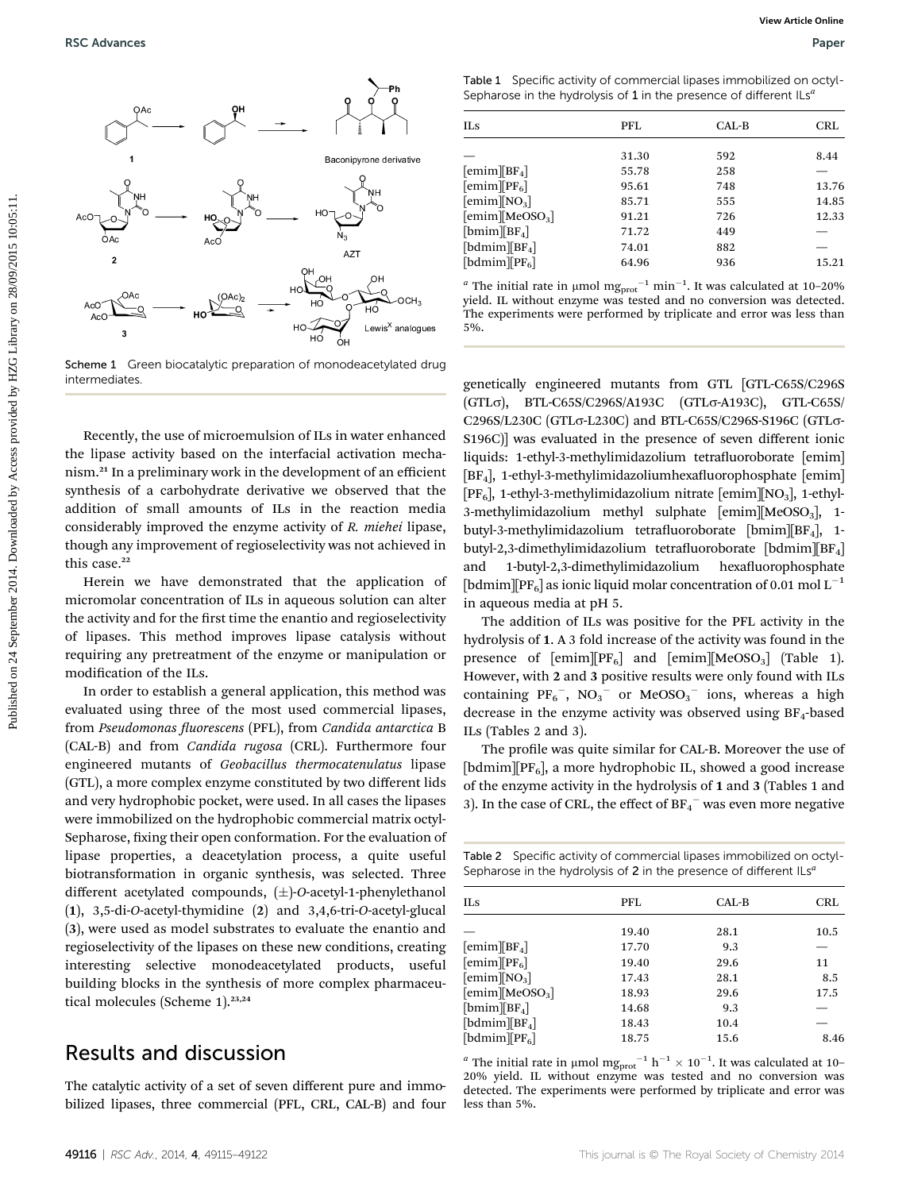Scheme 1 Green biocatalytic preparation of monodeacetylated drug intermediates.

Recently, the use of microemulsion of ILs in water enhanced the lipase activity based on the interfacial activation mechanism.[21] In a preliminary work in the development of an efficient synthesis of a carbohydrate derivative we observed that the addition of small amounts of ILs in the reaction media considerably improved the enzyme activity of *R. miehei* lipase, though any improvement of regioselectivity was not achieved in this case.[22]

Herein we have demonstrated that the application of micromolar concentration of ILs in aqueous solution can alter the activity and for the first time the enantio and regioselectivity of lipases. This method improves lipase catalysis without requiring any pretreatment of the enzyme or manipulation or modification of the ILs.

In order to establish a general application, this method was evaluated using three of the most used commercial lipases, from *Pseudomonas fluorescens* (PFL), from *Candida antarctica* B (CAL-B) and from *Candida rugosa* (CRL). Furthermore four engineered mutants of *Geobacillus thermocatenulatus* lipase (GTL), a more complex enzyme constituted by two different lids and very hydrophobic pocket, were used. In all cases the lipases were immobilized on the hydrophobic commercial matrix octyl-Sepharose, fixing their open conformation. For the evaluation of lipase properties, a deacetylation process, a quite useful biotransformation in organic synthesis, was selected. Three different acetylated compounds, (±)-*O*-acetyl-1-phenylethanol (**1**), 3,5-di-*O*-acetyl-thymidine (**2**) and 3,4,6-tri-*O*-acetyl-glucal (**3**), were used as model substrates to evaluate the enantio and regioselectivity of the lipases on these new conditions, creating interesting selective monodeacetylated products, useful building blocks in the synthesis of more complex pharmaceutical molecules (Scheme 1).[23,24]

## Results and discussion

The catalytic activity of a set of seven different pure and immobilized lipases, three commercial (PFL, CRL, CAL-B) and four genetically engineered mutants from GTL [GTL-C65S/C296S (GTLσ), BTL-C65S/C296S/A193C (GTLσ-A193C), GTL-C65S/C296S/L230C (GTLσ-L230C) and BTL-C65S/C296S-S196C (GTLσ-S196C)] was evaluated in the presence of seven different ionic liquids: 1-ethyl-3-methylimidazolium tetrafluoroborate [emim][$BF_4$], 1-ethyl-3-methylimidazoliumhexafluorophosphate [emim][$PF_6$], 1-ethyl-3-methylimidazolium nitrate [emim][$NO_3$], 1-ethyl-3-methylimidazolium methyl sulphate [emim][$MeOSO_3$], 1-butyl-3-methylimidazolium tetrafluoroborate [bmim][$BF_4$], 1-butyl-2,3-dimethylimidazolium tetrafluoroborate [bdmim][$BF_4$] and 1-butyl-2,3-dimethylimidazolium hexafluorophosphate [bdmim][$PF_6$] as ionic liquid molar concentration of 0.01 mol $L^{-1}$ in aqueous media at pH 5.

The addition of ILs was positive for the PFL activity in the hydrolysis of **1**. A 3 fold increase of the activity was found in the presence of [emim][$PF_6$] and [emim][$MeOSO_3$] (Table 1). However, with **2** and **3** positive results were only found with ILs containing $PF_6^-$, $NO_3^-$ or $MeOSO_3^-$ ions, whereas a high decrease in the enzyme activity was observed using $BF_4$-based ILs (Tables 2 and 3).

The profile was quite similar for CAL-B. Moreover the use of [bdmim][$PF_6$], a more hydrophobic IL, showed a good increase of the enzyme activity in the hydrolysis of **1** and **3** (Tables 1 and 3). In the case of CRL, the effect of $BF_4^-$ was even more negative

Table 1 Specific activity of commercial lipases immobilized on octyl-Sepharose in the hydrolysis of **1** in the presence of different ILs[a]

| ILs | PFL | CAL-B | CRL |
|---|---|---|---|
| — | 31.30 | 592 | 8.44 |
| [emim][$BF_4$] | 55.78 | 258 | — |
| [emim][$PF_6$] | 95.61 | 748 | 13.76 |
| [emim][$NO_3$] | 85.71 | 555 | 14.85 |
| [emim][$MeOSO_3$] | 91.21 | 726 | 12.33 |
| [bmim][$BF_4$] | 71.72 | 449 | — |
| [bdmim][$BF_4$] | 74.01 | 882 | — |
| [bdmim][$PF_6$] | 64.96 | 936 | 15.21 |

[a] The initial rate in μmol $mg_{prot}^{-1}$ $min^{-1}$. It was calculated at 10–20% yield. IL without enzyme was tested and no conversion was detected. The experiments were performed by triplicate and error was less than 5%.

Table 2 Specific activity of commercial lipases immobilized on octyl-Sepharose in the hydrolysis of **2** in the presence of different ILs[a]

| ILs | PFL | CAL-B | CRL |
|---|---|---|---|
| — | 19.40 | 28.1 | 10.5 |
| [emim][$BF_4$] | 17.70 | 9.3 | — |
| [emim][$PF_6$] | 19.40 | 29.6 | 11 |
| [emim][$NO_3$] | 17.43 | 28.1 | 8.5 |
| [emim][$MeOSO_3$] | 18.93 | 29.6 | 17.5 |
| [bmim][$BF_4$] | 14.68 | 9.3 | — |
| [bdmim][$BF_4$] | 18.43 | 10.4 | — |
| [bdmim][$PF_6$] | 18.75 | 15.6 | 8.46 |

[a] The initial rate in μmol $mg_{prot}^{-1}$ $h^{-1} \times 10^{-1}$. It was calculated at 10–20% yield. IL without enzyme was tested and no conversion was detected. The experiments were performed by triplicate and error was less than 5%.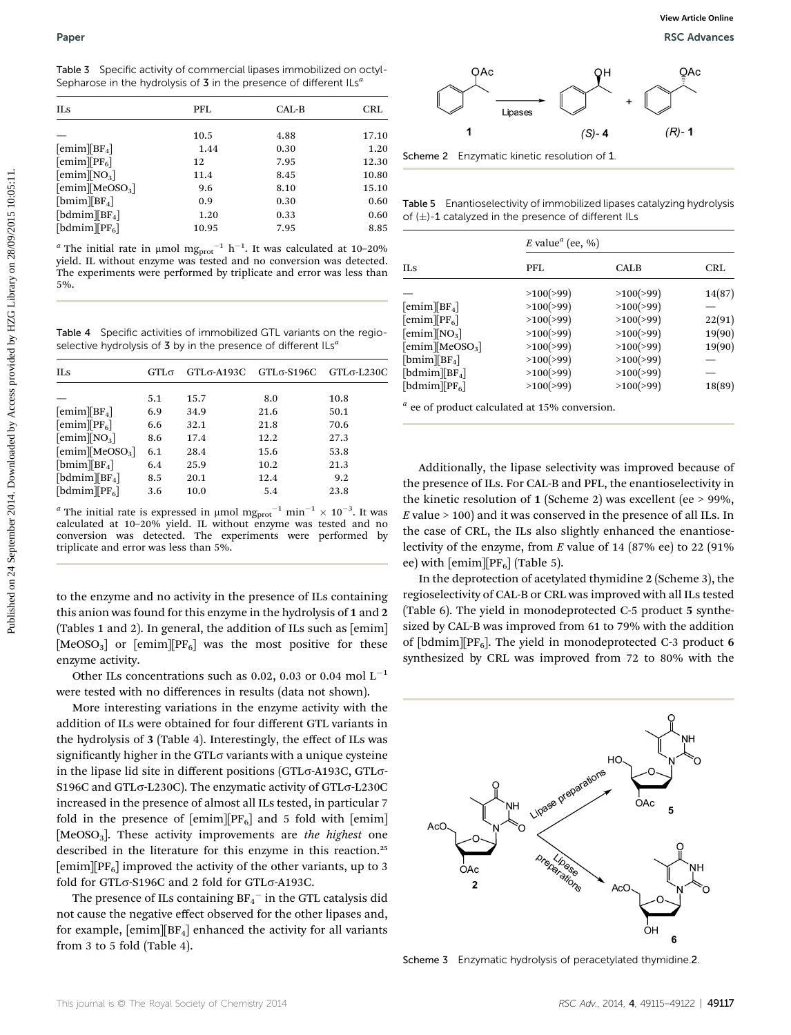Table 3 Specific activity of commercial lipases immobilized on octyl-Sepharose in the hydrolysis of **3** in the presence of different ILs[a]

| ILs | PFL | CAL-B | CRL |
|---|---|---|---|
| — | 10.5 | 4.88 | 17.10 |
| [emim][$BF_4$] | 1.44 | 0.30 | 1.20 |
| [emim][$PF_6$] | 12 | 7.95 | 12.30 |
| [emim][$NO_3$] | 11.4 | 8.45 | 10.80 |
| [emim][$MeOSO_3$] | 9.6 | 8.10 | 15.10 |
| [bmim][$BF_4$] | 0.9 | 0.30 | 0.60 |
| [bdmim][$BF_4$] | 1.20 | 0.33 | 0.60 |
| [bdmim][$PF_6$] | 10.95 | 7.95 | 8.85 |

[a] The initial rate in μmol $mg_{prot}^{-1}$ $h^{-1}$. It was calculated at 10–20% yield. IL without enzyme was tested and no conversion was detected. The experiments were performed by triplicate and error was less than 5%.

Table 4 Specific activities of immobilized GTL variants on the regioselective hydrolysis of **3** by in the presence of different ILs[a]

| ILs | GTLσ | GTLσ-A193C | GTLσ-S196C | GTLσ-L230C |
|---|---|---|---|---|
| — | 5.1 | 15.7 | 8.0 | 10.8 |
| [emim][$BF_4$] | 6.9 | 34.9 | 21.6 | 50.1 |
| [emim][$PF_6$] | 6.6 | 32.1 | 21.8 | 70.6 |
| [emim][$NO_3$] | 8.6 | 17.4 | 12.2 | 27.3 |
| [emim][$MeOSO_3$] | 6.1 | 28.4 | 15.6 | 53.8 |
| [bmim][$BF_4$] | 6.4 | 25.9 | 10.2 | 21.3 |
| [bdmim][$BF_4$] | 8.5 | 20.1 | 12.4 | 9.2 |
| [bdmim][$PF_6$] | 3.6 | 10.0 | 5.4 | 23.8 |

[a] The initial rate is expressed in μmol $mg_{prot}^{-1}$ $min^{-1}$ × $10^{-3}$. It was calculated at 10–20% yield. IL without enzyme was tested and no conversion was detected. The experiments were performed by triplicate and error was less than 5%.

to the enzyme and no activity in the presence of ILs containing this anion was found for this enzyme in the hydrolysis of **1** and **2** (Tables 1 and 2). In general, the addition of ILs such as [emim][$MeOSO_3$] or [emim][$PF_6$] was the most positive for these enzyme activity.

Other ILs concentrations such as 0.02, 0.03 or 0.04 mol $L^{-1}$ were tested with no differences in results (data not shown).

More interesting variations in the enzyme activity with the addition of ILs were obtained for four different GTL variants in the hydrolysis of **3** (Table 4). Interestingly, the effect of ILs was significantly higher in the GTLσ variants with a unique cysteine in the lipase lid site in different positions (GTLσ-A193C, GTLσ-S196C and GTLσ-L230C). The enzymatic activity of GTLσ-L230C increased in the presence of almost all ILs tested, in particular 7 fold in the presence of [emim][$PF_6$] and 5 fold with [emim][$MeOSO_3$]. These activity improvements are *the highest* one described in the literature for this enzyme in this reaction.[25] [emim][$PF_6$] improved the activity of the other variants, up to 3 fold for GTLσ-S196C and 2 fold for GTLσ-A193C.

The presence of ILs containing $BF_4^-$ in the GTL catalysis did not cause the negative effect observed for the other lipases and, for example, [emim][$BF_4$] enhanced the activity for all variants from 3 to 5 fold (Table 4).

Scheme 2 Enzymatic kinetic resolution of **1**.

Table 5 Enantioselectivity of immobilized lipases catalyzing hydrolysis of (±)-**1** catalyzed in the presence of different ILs

| ILs | *E* value[a] (ee, %) | | |
|---|---|---|---|
| | PFL | CALB | CRL |
| — | >100(>99) | >100(>99) | 14(87) |
| [emim][$BF_4$] | >100(>99) | >100(>99) | — |
| [emim][$PF_6$] | >100(>99) | >100(>99) | 22(91) |
| [emim][$NO_3$] | >100(>99) | >100(>99) | 19(90) |
| [emim][$MeOSO_3$] | >100(>99) | >100(>99) | 19(90) |
| [bmim][$BF_4$] | >100(>99) | >100(>99) | — |
| [bdmim][$BF_4$] | >100(>99) | >100(>99) | — |
| [bdmim][$PF_6$] | >100(>99) | >100(>99) | 18(89) |

[a] ee of product calculated at 15% conversion.

Additionally, the lipase selectivity was improved because of the presence of ILs. For CAL-B and PFL, the enantioselectivity in the kinetic resolution of **1** (Scheme 2) was excellent (ee > 99%, *E* value > 100) and it was conserved in the presence of all ILs. In the case of CRL, the ILs also slightly enhanced the enantioselectivity of the enzyme, from *E* value of 14 (87% ee) to 22 (91% ee) with [emim][$PF_6$] (Table 5).

In the deprotection of acetylated thymidine **2** (Scheme 3), the regioselectivity of CAL-B or CRL was improved with all ILs tested (Table 6). The yield in monodeprotected C-5 product **5** synthesized by CAL-B was improved from 61 to 79% with the addition of [bdmim][$PF_6$]. The yield in monodeprotected C-3 product **6** synthesized by CRL was improved from 72 to 80% with the

Scheme 3 Enzymatic hydrolysis of peracetylated thymidine.**2**.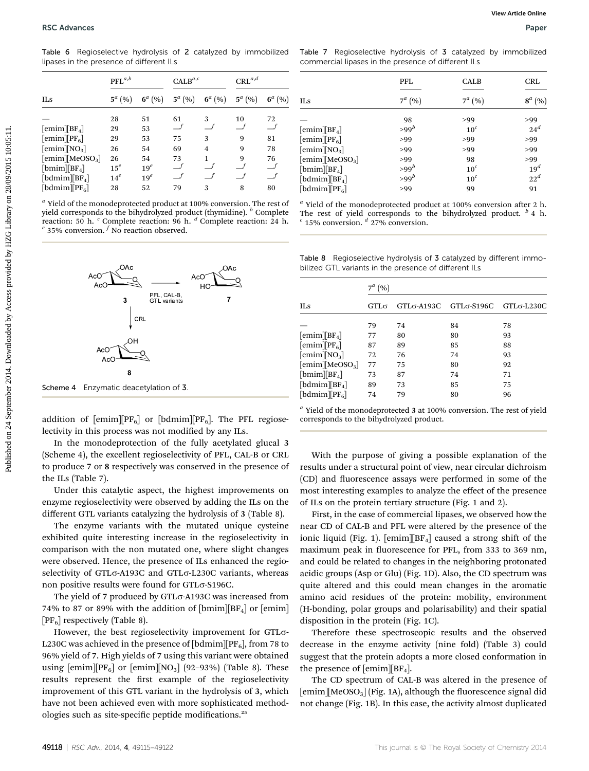Table 6 Regioselective hydrolysis of 2 catalyzed by immobilized lipases in the presence of different ILs

| | PFL[a,b] | | CALB[a,c] | | CRL[a,d] | |
|---|---|---|---|---|---|---|
| ILs | 5[a] (%) | 6[a] (%) | 5[a] (%) | 6[a] (%) | 5[a] (%) | 6[a] (%) |
| — | 28 | 51 | 61 | 3 | 10 | 72 |
| [emim][BF$_4$] | 29 | 53 | —[f] | —[f] | —[f] | —[f] |
| [emim][PF$_6$] | 29 | 53 | 75 | 3 | 9 | 81 |
| [emim][NO$_3$] | 26 | 54 | 69 | 4 | 9 | 78 |
| [emim][MeOSO$_3$] | 26 | 54 | 73 | 1 | 9 | 76 |
| [bmim][BF$_4$] | 15[e] | 19[e] | —[f] | —[f] | —[f] | —[f] |
| [bdmim][BF$_4$] | 14[e] | 19[e] | —[f] | —[f] | —[f] | —[f] |
| [bdmim][PF$_6$] | 28 | 52 | 79 | 3 | 8 | 80 |

[a] Yield of the monodeprotected product at 100% conversion. The rest of yield corresponds to the bihydrolyzed product (thymidine). [b] Complete reaction: 50 h. [c] Complete reaction: 96 h. [d] Complete reaction: 24 h. [e] 35% conversion. [f] No reaction observed.

Scheme 4 Enzymatic deacetylation of 3.

addition of [emim][PF$_6$] or [bdmim][PF$_6$]. The PFL regioselectivity in this process was not modified by any ILs.

In the monodeprotection of the fully acetylated glucal 3 (Scheme 4), the excellent regioselectivity of PFL, CAL-B or CRL to produce 7 or 8 respectively was conserved in the presence of the ILs (Table 7).

Under this catalytic aspect, the highest improvements on enzyme regioselectivity were observed by adding the ILs on the different GTL variants catalyzing the hydrolysis of 3 (Table 8).

The enzyme variants with the mutated unique cysteine exhibited quite interesting increase in the regioselectivity in comparison with the non mutated one, where slight changes were observed. Hence, the presence of ILs enhanced the regioselectivity of GTLσ-A193C and GTLσ-L230C variants, whereas non positive results were found for GTLσ-S196C.

The yield of 7 produced by GTLσ-A193C was increased from 74% to 87 or 89% with the addition of [bmim][BF$_4$] or [emim][PF$_6$] respectively (Table 8).

However, the best regioselectivity improvement for GTLσ-L230C was achieved in the presence of [bdmim][PF$_6$], from 78 to 96% yield of 7. High yields of 7 using this variant were obtained using [emim][PF$_6$] or [emim][NO$_3$] (92–93%) (Table 8). These results represent the first example of the regioselectivity improvement of this GTL variant in the hydrolysis of 3, which have not been achieved even with more sophisticated methodologies such as site-specific peptide modifications.[25]

Table 7 Regioselective hydrolysis of 3 catalyzed by immobilized commercial lipases in the presence of different ILs

| | PFL | CALB | CRL |
|---|---|---|---|
| ILs | 7[a] (%) | 7[a] (%) | 8[a] (%) |
| — | 98 | >99 | >99 |
| [emim][BF$_4$] | >99[b] | 10[c] | 24[d] |
| [emim][PF$_6$] | >99 | >99 | >99 |
| [emim][NO$_3$] | >99 | >99 | >99 |
| [emim][MeOSO$_3$] | >99 | 98 | >99 |
| [bmim][BF$_4$] | >99[b] | 10[c] | 19[d] |
| [bdmim][BF$_4$] | >99[b] | 10[c] | 22[d] |
| [bdmim][PF$_6$] | >99 | 99 | 91 |

[a] Yield of the monodeprotected product at 100% conversion after 2 h. The rest of yield corresponds to the bihydrolyzed product. [b] 4 h. [c] 15% conversion. [d] 27% conversion.

Table 8 Regioselective hydrolysis of 3 catalyzed by different immobilized GTL variants in the presence of different ILs

| | 7[a] (%) | | | |
|---|---|---|---|---|
| ILs | GTLσ | GTLσ-A193C | GTLσ-S196C | GTLσ-L230C |
| — | 79 | 74 | 84 | 78 |
| [emim][BF$_4$] | 77 | 80 | 80 | 93 |
| [emim][PF$_6$] | 87 | 89 | 85 | 88 |
| [emim][NO$_3$] | 72 | 76 | 74 | 93 |
| [emim][MeOSO$_3$] | 77 | 75 | 80 | 92 |
| [bmim][BF$_4$] | 73 | 87 | 74 | 71 |
| [bdmim][BF$_4$] | 89 | 73 | 85 | 75 |
| [bdmim][PF$_6$] | 74 | 79 | 80 | 96 |

[a] Yield of the monodeprotected 3 at 100% conversion. The rest of yield corresponds to the bihydrolyzed product.

With the purpose of giving a possible explanation of the results under a structural point of view, near circular dichroism (CD) and fluorescence assays were performed in some of the most interesting examples to analyze the effect of the presence of ILs on the protein tertiary structure (Fig. 1 and 2).

First, in the case of commercial lipases, we observed how the near CD of CAL-B and PFL were altered by the presence of the ionic liquid (Fig. 1). [emim][BF$_4$] caused a strong shift of the maximum peak in fluorescence for PFL, from 333 to 369 nm, and could be related to changes in the neighboring protonated acidic groups (Asp or Glu) (Fig. 1D). Also, the CD spectrum was quite altered and this could mean changes in the aromatic amino acid residues of the protein: mobility, environment (H-bonding, polar groups and polarisability) and their spatial disposition in the protein (Fig. 1C).

Therefore these spectroscopic results and the observed decrease in the enzyme activity (nine fold) (Table 3) could suggest that the protein adopts a more closed conformation in the presence of [emim][BF$_4$].

The CD spectrum of CAL-B was altered in the presence of [emim][MeOSO$_3$] (Fig. 1A), although the fluorescence signal did not change (Fig. 1B). In this case, the activity almost duplicated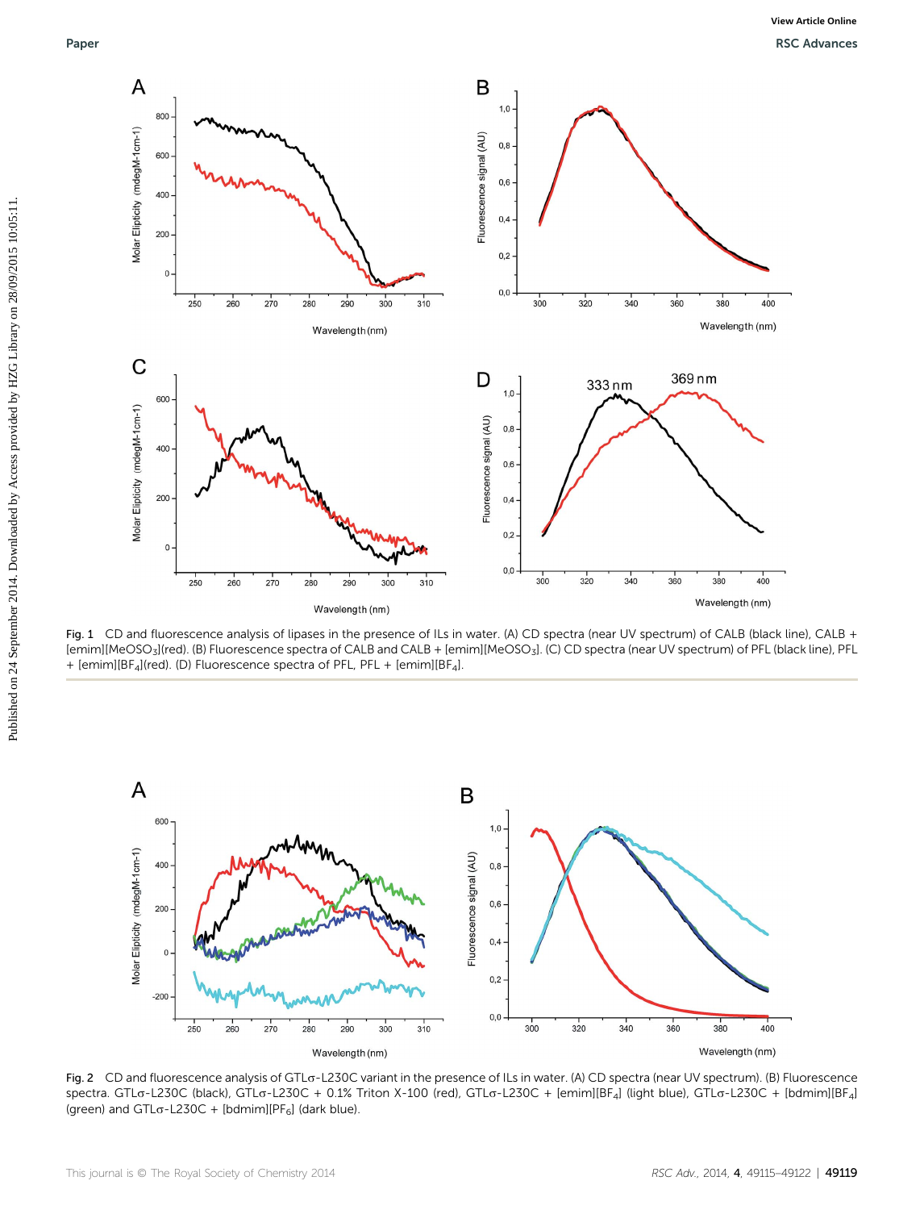Fig. 1 CD and fluorescence analysis of lipases in the presence of ILs in water. (A) CD spectra (near UV spectrum) of CALB (black line), CALB + [emim][$MeOSO_3$](red). (B) Fluorescence spectra of CALB and CALB + [emim][$MeOSO_3$]. (C) CD spectra (near UV spectrum) of PFL (black line), PFL + [emim][$BF_4$](red). (D) Fluorescence spectra of PFL, PFL + [emim][$BF_4$].

Fig. 2 CD and fluorescence analysis of GTLσ-L230C variant in the presence of ILs in water. (A) CD spectra (near UV spectrum). (B) Fluorescence spectra. GTLσ-L230C (black), GTLσ-L230C + 0.1% Triton X-100 (red), GTLσ-L230C + [emim][$BF_4$] (light blue), GTLσ-L230C + [bdmim][$BF_4$] (green) and GTLσ-L230C + [bdmim][$PF_6$] (dark blue).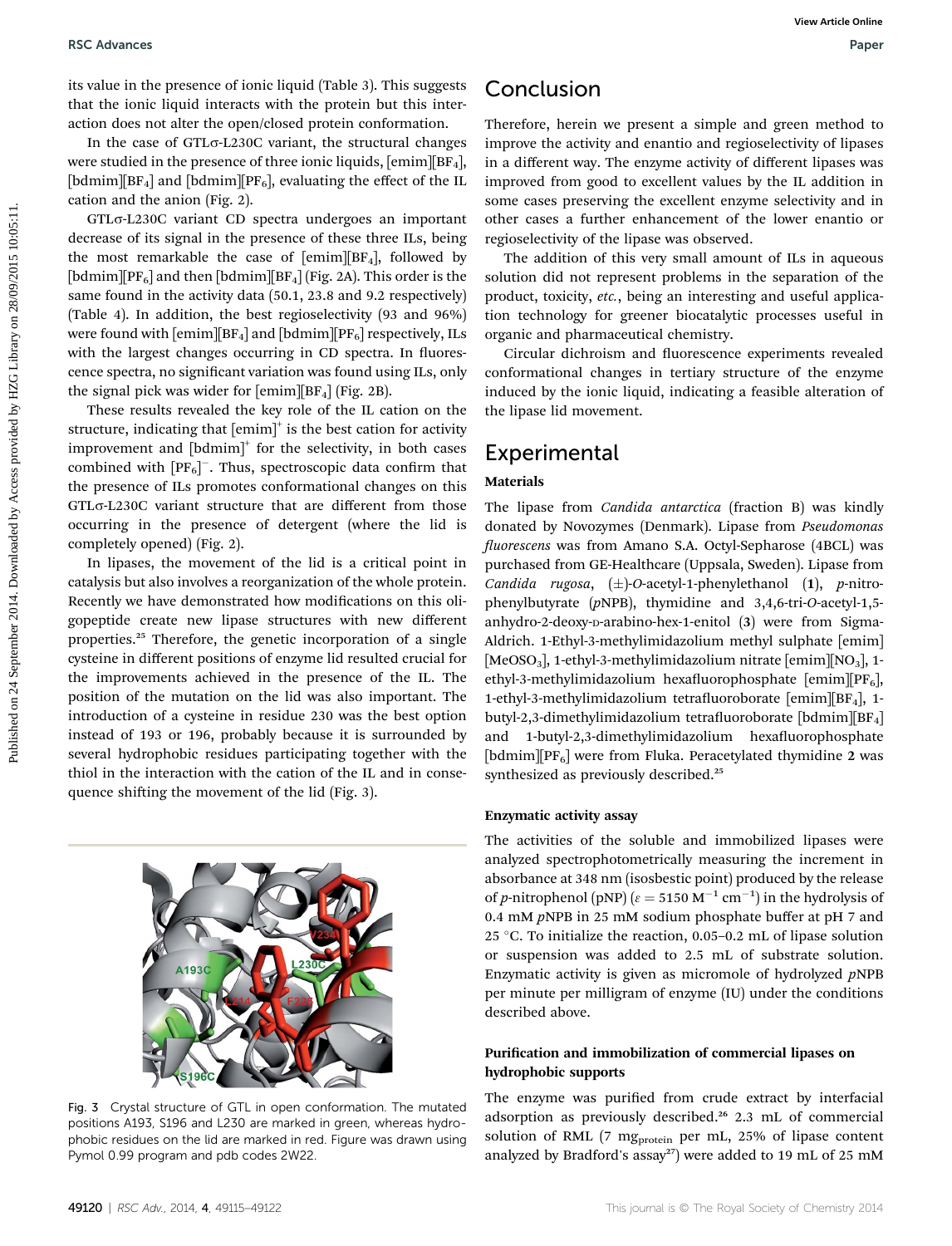its value in the presence of ionic liquid (Table 3). This suggests that the ionic liquid interacts with the protein but this interaction does not alter the open/closed protein conformation.

In the case of GTLσ-L230C variant, the structural changes were studied in the presence of three ionic liquids, [emim][$BF_4$], [bdmim][$BF_4$] and [bdmim][$PF_6$], evaluating the effect of the IL cation and the anion (Fig. 2).

GTLσ-L230C variant CD spectra undergoes an important decrease of its signal in the presence of these three ILs, being the most remarkable the case of [emim][$BF_4$], followed by [bdmim][$PF_6$] and then [bdmim][$BF_4$] (Fig. 2A). This order is the same found in the activity data (50.1, 23.8 and 9.2 respectively) (Table 4). In addition, the best regioselectivity (93 and 96%) were found with [emim][$BF_4$] and [bdmim][$PF_6$] respectively, ILs with the largest changes occurring in CD spectra. In fluorescence spectra, no significant variation was found using ILs, only the signal pick was wider for [emim][$BF_4$] (Fig. 2B).

These results revealed the key role of the IL cation on the structure, indicating that $[emim]^+$ is the best cation for activity improvement and $[bdmim]^+$ for the selectivity, in both cases combined with $[PF_6]^-$. Thus, spectroscopic data confirm that the presence of ILs promotes conformational changes on this GTLσ-L230C variant structure that are different from those occurring in the presence of detergent (where the lid is completely opened) (Fig. 2).

In lipases, the movement of the lid is a critical point in catalysis but also involves a reorganization of the whole protein. Recently we have demonstrated how modifications on this oligopeptide create new lipase structures with new different properties.[25] Therefore, the genetic incorporation of a single cysteine in different positions of enzyme lid resulted crucial for the improvements achieved in the presence of the IL. The position of the mutation on the lid was also important. The introduction of a cysteine in residue 230 was the best option instead of 193 or 196, probably because it is surrounded by several hydrophobic residues participating together with the thiol in the interaction with the cation of the IL and in consequence shifting the movement of the lid (Fig. 3).

Fig. 3 Crystal structure of GTL in open conformation. The mutated positions A193, S196 and L230 are marked in green, whereas hydrophobic residues on the lid are marked in red. Figure was drawn using Pymol 0.99 program and pdb codes 2W22.

## Conclusion

Therefore, herein we present a simple and green method to improve the activity and enantio and regioselectivity of lipases in a different way. The enzyme activity of different lipases was improved from good to excellent values by the IL addition in some cases preserving the excellent enzyme selectivity and in other cases a further enhancement of the lower enantio or regioselectivity of the lipase was observed.

The addition of this very small amount of ILs in aqueous solution did not represent problems in the separation of the product, toxicity, *etc.*, being an interesting and useful application technology for greener biocatalytic processes useful in organic and pharmaceutical chemistry.

Circular dichroism and fluorescence experiments revealed conformational changes in tertiary structure of the enzyme induced by the ionic liquid, indicating a feasible alteration of the lipase lid movement.

## Experimental

### Materials

The lipase from *Candida antarctica* (fraction B) was kindly donated by Novozymes (Denmark). Lipase from *Pseudomonas fluorescens* was from Amano S.A. Octyl-Sepharose (4BCL) was purchased from GE-Healthcare (Uppsala, Sweden). Lipase from *Candida rugosa*, (±)-*O*-acetyl-1-phenylethanol (**1**), *p*-nitrophenylbutyrate (*p*NPB), thymidine and 3,4,6-tri-*O*-acetyl-1,5-anhydro-2-deoxy-D-arabino-hex-1-enitol (**3**) were from Sigma-Aldrich. 1-Ethyl-3-methylimidazolium methyl sulphate [emim][$MeOSO_3$], 1-ethyl-3-methylimidazolium nitrate [emim][$NO_3$], 1-ethyl-3-methylimidazolium hexafluorophosphate [emim][$PF_6$], 1-ethyl-3-methylimidazolium tetrafluoroborate [emim][$BF_4$], 1-butyl-2,3-dimethylimidazolium tetrafluoroborate [bdmim][$BF_4$] and 1-butyl-2,3-dimethylimidazolium hexafluorophosphate [bdmim][$PF_6$] were from Fluka. Peracetylated thymidine **2** was synthesized as previously described.[25]

### Enzymatic activity assay

The activities of the soluble and immobilized lipases were analyzed spectrophotometrically measuring the increment in absorbance at 348 nm (isosbestic point) produced by the release of *p*-nitrophenol (pNP) ($\varepsilon = 5150\ M^{-1}\ cm^{-1}$) in the hydrolysis of 0.4 mM *p*NPB in 25 mM sodium phosphate buffer at pH 7 and 25 °C. To initialize the reaction, 0.05–0.2 mL of lipase solution or suspension was added to 2.5 mL of substrate solution. Enzymatic activity is given as micromole of hydrolyzed *p*NPB per minute per milligram of enzyme (IU) under the conditions described above.

### Purification and immobilization of commercial lipases on hydrophobic supports

The enzyme was purified from crude extract by interfacial adsorption as previously described.[26] 2.3 mL of commercial solution of RML (7 $mg_{protein}$ per mL, 25% of lipase content analyzed by Bradford's assay[27]) were added to 19 mL of 25 mM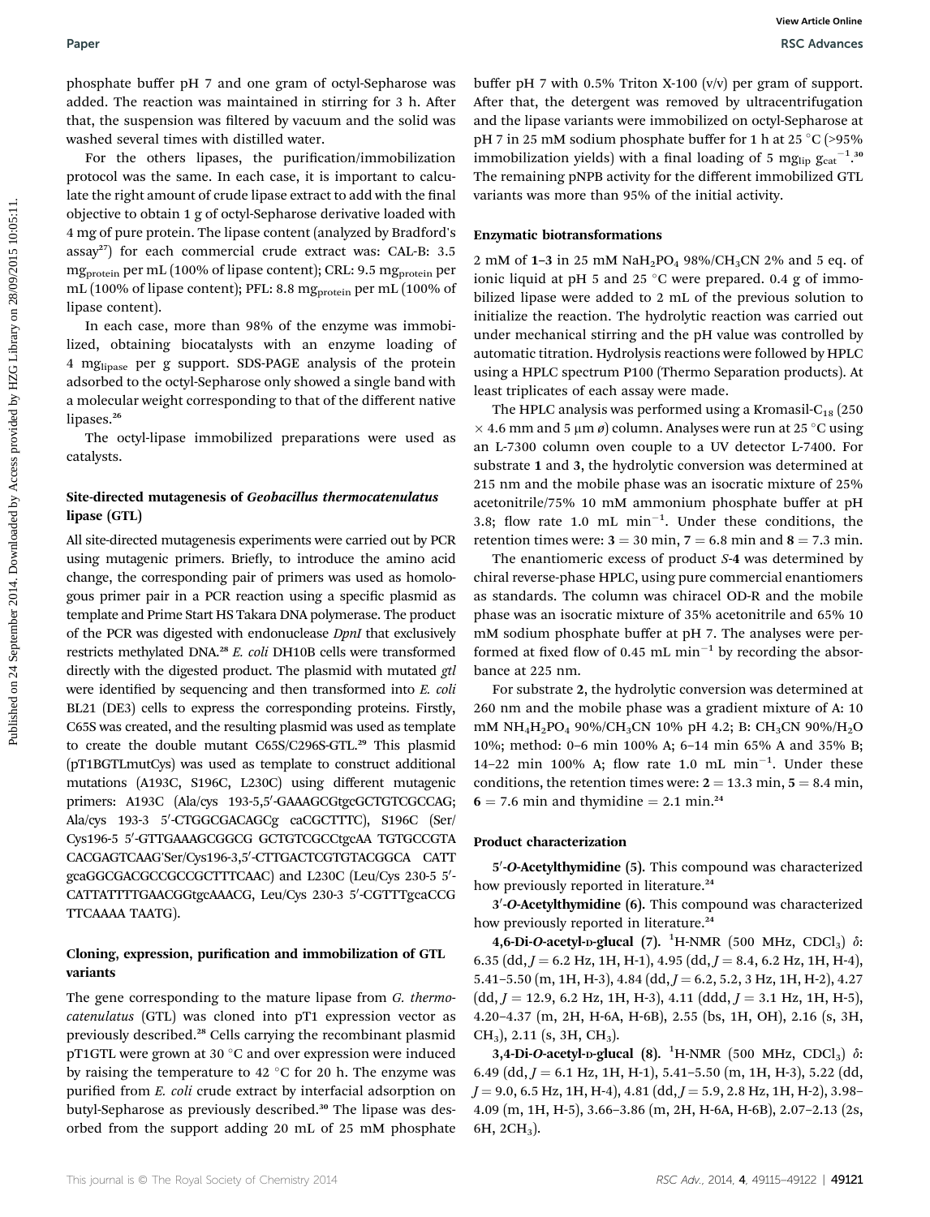phosphate buffer pH 7 and one gram of octyl-Sepharose was added. The reaction was maintained in stirring for 3 h. After that, the suspension was filtered by vacuum and the solid was washed several times with distilled water.

For the others lipases, the purification/immobilization protocol was the same. In each case, it is important to calculate the right amount of crude lipase extract to add with the final objective to obtain 1 g of octyl-Sepharose derivative loaded with 4 mg of pure protein. The lipase content (analyzed by Bradford's assay[27]) for each commercial crude extract was: CAL-B: 3.5 $mg_{protein}$ per mL (100% of lipase content); CRL: 9.5 $mg_{protein}$ per mL (100% of lipase content); PFL: 8.8 $mg_{protein}$ per mL (100% of lipase content).

In each case, more than 98% of the enzyme was immobilized, obtaining biocatalysts with an enzyme loading of 4 $mg_{lipase}$ per g support. SDS-PAGE analysis of the protein adsorbed to the octyl-Sepharose only showed a single band with a molecular weight corresponding to that of the different native lipases.[26]

The octyl-lipase immobilized preparations were used as catalysts.

### Site-directed mutagenesis of *Geobacillus thermocatenulatus* lipase (GTL)

All site-directed mutagenesis experiments were carried out by PCR using mutagenic primers. Briefly, to introduce the amino acid change, the corresponding pair of primers was used as homologous primer pair in a PCR reaction using a specific plasmid as template and Prime Start HS Takara DNA polymerase. The product of the PCR was digested with endonuclease *DpnI* that exclusively restricts methylated DNA.[28] *E. coli* DH10B cells were transformed directly with the digested product. The plasmid with mutated *gtl* were identified by sequencing and then transformed into *E. coli* BL21 (DE3) cells to express the corresponding proteins. Firstly, C65S was created, and the resulting plasmid was used as template to create the double mutant C65S/C296S-GTL.[29] This plasmid (pT1BGTLmutCys) was used as template to construct additional mutations (A193C, S196C, L230C) using different mutagenic primers: A193C (Ala/cys 193-5,5′-GAAAGCGtgcGCTGTCGCCAG; Ala/cys 193-3 5′-CTGGCGACAGCg caCGCTTTC), S196C (Ser/Cys196-5 5′-GTTGAAAGCGGCG GCTGTCGCCtgcAA TGTGCCGTA CACGAGTCAAG′Ser/Cys196-3,5′-CTTGACTCGTGTACGGCA CATT gcaGGCGACGCCGCCGCTTTCAAC) and L230C (Leu/Cys 230-5 5′-CATTATTTTGAACGGtgcAAACG, Leu/Cys 230-3 5′-CGTTTgcaCCG TTCAAAA TAATG).

### Cloning, expression, purification and immobilization of GTL variants

The gene corresponding to the mature lipase from *G. thermocatenulatus* (GTL) was cloned into pT1 expression vector as previously described.[28] Cells carrying the recombinant plasmid pT1GTL were grown at 30 °C and over expression were induced by raising the temperature to 42 °C for 20 h. The enzyme was purified from *E. coli* crude extract by interfacial adsorption on butyl-Sepharose as previously described.[30] The lipase was desorbed from the support adding 20 mL of 25 mM phosphate buffer pH 7 with 0.5% Triton X-100 (v/v) per gram of support. After that, the detergent was removed by ultracentrifugation and the lipase variants were immobilized on octyl-Sepharose at pH 7 in 25 mM sodium phosphate buffer for 1 h at 25 °C (>95% immobilization yields) with a final loading of 5 $mg_{lip}\ g_{cat}^{-1}$.[30] The remaining pNPB activity for the different immobilized GTL variants was more than 95% of the initial activity.

### Enzymatic biotransformations

2 mM of **1–3** in 25 mM $NaH_2PO_4$ 98%/$CH_3CN$ 2% and 5 eq. of ionic liquid at pH 5 and 25 °C were prepared. 0.4 g of immobilized lipase were added to 2 mL of the previous solution to initialize the reaction. The hydrolytic reaction was carried out under mechanical stirring and the pH value was controlled by automatic titration. Hydrolysis reactions were followed by HPLC using a HPLC spectrum P100 (Thermo Separation products). At least triplicates of each assay were made.

The HPLC analysis was performed using a Kromasil-$C_{18}$ (250 × 4.6 mm and 5 μm ø) column. Analyses were run at 25 °C using an L-7300 column oven couple to a UV detector L-7400. For substrate **1** and **3**, the hydrolytic conversion was determined at 215 nm and the mobile phase was an isocratic mixture of 25% acetonitrile/75% 10 mM ammonium phosphate buffer at pH 3.8; flow rate 1.0 mL $min^{-1}$. Under these conditions, the retention times were: **3** = 30 min, **7** = 6.8 min and **8** = 7.3 min.

The enantiomeric excess of product *S*-**4** was determined by chiral reverse-phase HPLC, using pure commercial enantiomers as standards. The column was chiracel OD-R and the mobile phase was an isocratic mixture of 35% acetonitrile and 65% 10 mM sodium phosphate buffer at pH 7. The analyses were performed at fixed flow of 0.45 mL $min^{-1}$ by recording the absorbance at 225 nm.

For substrate **2**, the hydrolytic conversion was determined at 260 nm and the mobile phase was a gradient mixture of A: 10 mM $NH_4H_2PO_4$ 90%/$CH_3CN$ 10% pH 4.2; B: $CH_3CN$ 90%/$H_2O$ 10%; method: 0–6 min 100% A; 6–14 min 65% A and 35% B; 14–22 min 100% A; flow rate 1.0 mL $min^{-1}$. Under these conditions, the retention times were: **2** = 13.3 min, **5** = 8.4 min, **6** = 7.6 min and thymidine = 2.1 min.[24]

### Product characterization

**5′-*O*-Acetylthymidine (5).** This compound was characterized how previously reported in literature.[24]

**3′-*O*-Acetylthymidine (6).** This compound was characterized how previously reported in literature.[24]

**4,6-Di-*O*-acetyl-D-glucal (7).** $^1$H-NMR (500 MHz, $CDCl_3$) δ: 6.35 (dd, *J* = 6.2 Hz, 1H, H-1), 4.95 (dd, *J* = 8.4, 6.2 Hz, 1H, H-4), 5.41–5.50 (m, 1H, H-3), 4.84 (dd, *J* = 6.2, 5.2, 3 Hz, 1H, H-2), 4.27 (dd, *J* = 12.9, 6.2 Hz, 1H, H-3), 4.11 (ddd, *J* = 3.1 Hz, 1H, H-5), 4.20–4.37 (m, 2H, H-6A, H-6B), 2.55 (bs, 1H, OH), 2.16 (s, 3H, $CH_3$), 2.11 (s, 3H, $CH_3$).

**3,4-Di-*O*-acetyl-D-glucal (8).** $^1$H-NMR (500 MHz, $CDCl_3$) δ: 6.49 (dd, *J* = 6.1 Hz, 1H, H-1), 5.41–5.50 (m, 1H, H-3), 5.22 (dd, *J* = 9.0, 6.5 Hz, 1H, H-4), 4.81 (dd, *J* = 5.9, 2.8 Hz, 1H, H-2), 3.98–4.09 (m, 1H, H-5), 3.66–3.86 (m, 2H, H-6A, H-6B), 2.07–2.13 (2s, 6H, $2CH_3$).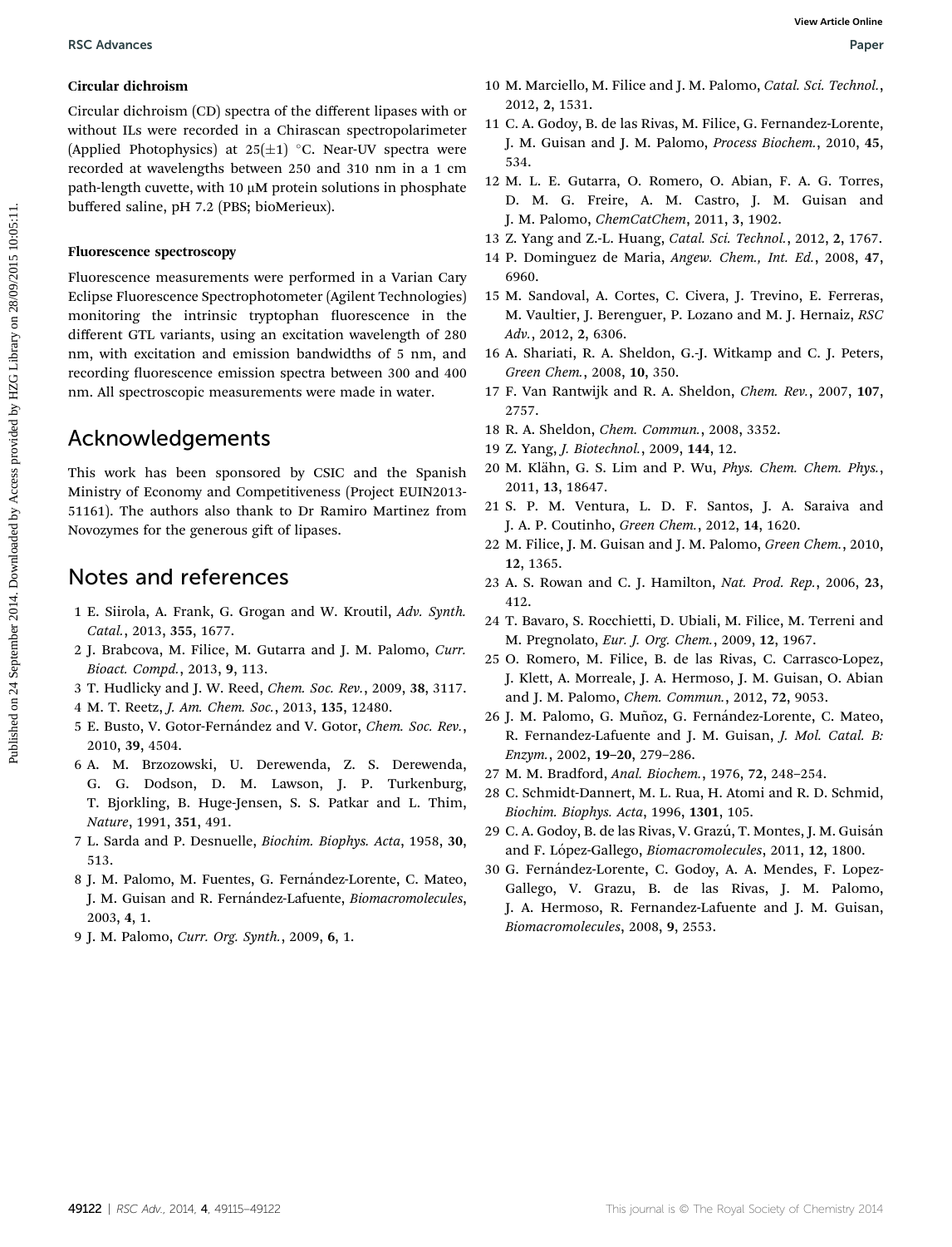### Circular dichroism

Circular dichroism (CD) spectra of the different lipases with or without ILs were recorded in a Chirascan spectropolarimeter (Applied Photophysics) at 25(±1) °C. Near-UV spectra were recorded at wavelengths between 250 and 310 nm in a 1 cm path-length cuvette, with 10 μM protein solutions in phosphate buffered saline, pH 7.2 (PBS; bioMerieux).

### Fluorescence spectroscopy

Fluorescence measurements were performed in a Varian Cary Eclipse Fluorescence Spectrophotometer (Agilent Technologies) monitoring the intrinsic tryptophan fluorescence in the different GTL variants, using an excitation wavelength of 280 nm, with excitation and emission bandwidths of 5 nm, and recording fluorescence emission spectra between 300 and 400 nm. All spectroscopic measurements were made in water.

## Acknowledgements

This work has been sponsored by CSIC and the Spanish Ministry of Economy and Competitiveness (Project EUIN2013-51161). The authors also thank to Dr Ramiro Martinez from Novozymes for the generous gift of lipases.

## Notes and references

1 E. Siirola, A. Frank, G. Grogan and W. Kroutil, *Adv. Synth. Catal.*, 2013, **355**, 1677.
2 J. Brabcova, M. Filice, M. Gutarra and J. M. Palomo, *Curr. Bioact. Compd.*, 2013, **9**, 113.
3 T. Hudlicky and J. W. Reed, *Chem. Soc. Rev.*, 2009, **38**, 3117.
4 M. T. Reetz, *J. Am. Chem. Soc.*, 2013, **135**, 12480.
5 E. Busto, V. Gotor-Fernández and V. Gotor, *Chem. Soc. Rev.*, 2010, **39**, 4504.
6 A. M. Brzozowski, U. Derewenda, Z. S. Derewenda, G. G. Dodson, D. M. Lawson, J. P. Turkenburg, T. Bjorkling, B. Huge-Jensen, S. S. Patkar and L. Thim, *Nature*, 1991, **351**, 491.
7 L. Sarda and P. Desnuelle, *Biochim. Biophys. Acta*, 1958, **30**, 513.
8 J. M. Palomo, M. Fuentes, G. Fernández-Lorente, C. Mateo, J. M. Guisan and R. Fernández-Lafuente, *Biomacromolecules*, 2003, **4**, 1.
9 J. M. Palomo, *Curr. Org. Synth.*, 2009, **6**, 1.
10 M. Marciello, M. Filice and J. M. Palomo, *Catal. Sci. Technol.*, 2012, **2**, 1531.
11 C. A. Godoy, B. de las Rivas, M. Filice, G. Fernandez-Lorente, J. M. Guisan and J. M. Palomo, *Process Biochem.*, 2010, **45**, 534.
12 M. L. E. Gutarra, O. Romero, O. Abian, F. A. G. Torres, D. M. G. Freire, A. M. Castro, J. M. Guisan and J. M. Palomo, *ChemCatChem*, 2011, **3**, 1902.
13 Z. Yang and Z.-L. Huang, *Catal. Sci. Technol.*, 2012, **2**, 1767.
14 P. Dominguez de Maria, *Angew. Chem., Int. Ed.*, 2008, **47**, 6960.
15 M. Sandoval, A. Cortes, C. Civera, J. Trevino, E. Ferreras, M. Vaultier, J. Berenguer, P. Lozano and M. J. Hernaiz, *RSC Adv.*, 2012, **2**, 6306.
16 A. Shariati, R. A. Sheldon, G.-J. Witkamp and C. J. Peters, *Green Chem.*, 2008, **10**, 350.
17 F. Van Rantwijk and R. A. Sheldon, *Chem. Rev.*, 2007, **107**, 2757.
18 R. A. Sheldon, *Chem. Commun.*, 2008, 3352.
19 Z. Yang, *J. Biotechnol.*, 2009, **144**, 12.
20 M. Klähn, G. S. Lim and P. Wu, *Phys. Chem. Chem. Phys.*, 2011, **13**, 18647.
21 S. P. M. Ventura, L. D. F. Santos, J. A. Saraiva and J. A. P. Coutinho, *Green Chem.*, 2012, **14**, 1620.
22 M. Filice, J. M. Guisan and J. M. Palomo, *Green Chem.*, 2010, **12**, 1365.
23 A. S. Rowan and C. J. Hamilton, *Nat. Prod. Rep.*, 2006, **23**, 412.
24 T. Bavaro, S. Rocchietti, D. Ubiali, M. Filice, M. Terreni and M. Pregnolato, *Eur. J. Org. Chem.*, 2009, **12**, 1967.
25 O. Romero, M. Filice, B. de las Rivas, C. Carrasco-Lopez, J. Klett, A. Morreale, J. A. Hermoso, J. M. Guisan, O. Abian and J. M. Palomo, *Chem. Commun.*, 2012, **72**, 9053.
26 J. M. Palomo, G. Muñoz, G. Fernández-Lorente, C. Mateo, R. Fernandez-Lafuente and J. M. Guisan, *J. Mol. Catal. B: Enzym.*, 2002, **19–20**, 279–286.
27 M. M. Bradford, *Anal. Biochem.*, 1976, **72**, 248–254.
28 C. Schmidt-Dannert, M. L. Rua, H. Atomi and R. D. Schmid, *Biochim. Biophys. Acta*, 1996, **1301**, 105.
29 C. A. Godoy, B. de las Rivas, V. Grazú, T. Montes, J. M. Guisán and F. López-Gallego, *Biomacromolecules*, 2011, **12**, 1800.
30 G. Fernández-Lorente, C. Godoy, A. A. Mendes, F. Lopez-Gallego, V. Grazu, B. de las Rivas, J. M. Palomo, J. A. Hermoso, R. Fernandez-Lafuente and J. M. Guisan, *Biomacromolecules*, 2008, **9**, 2553.